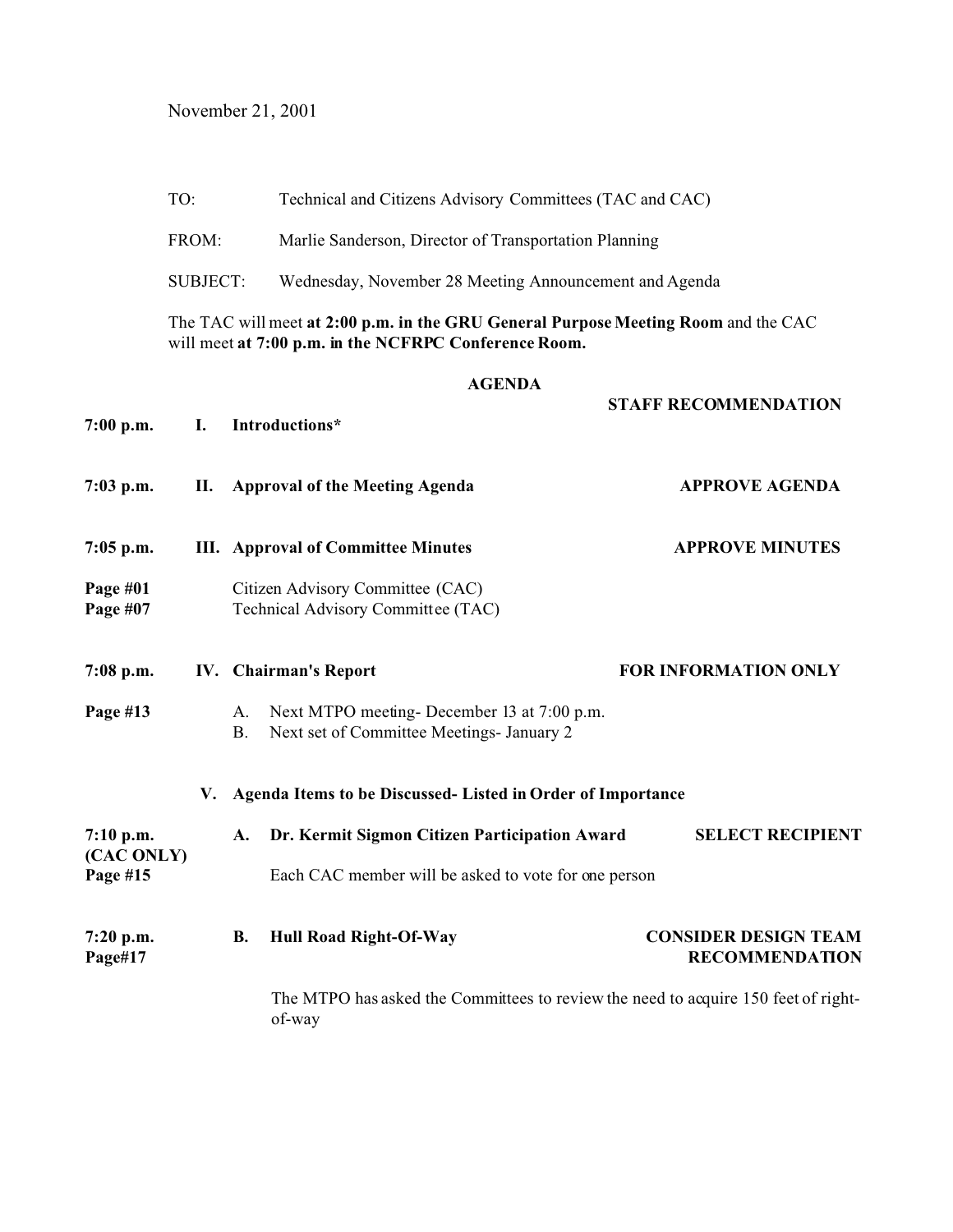November 21, 2001

TO: Technical and Citizens Advisory Committees (TAC and CAC)

FROM: Marlie Sanderson, Director of Transportation Planning

SUBJECT: Wednesday, November 28 Meeting Announcement and Agenda

The TAC will meet **at 2:00 p.m. in the GRU General Purpose Meeting Room** and the CAC will meet **at 7:00 p.m. in the NCFRPC Conference Room.**

## AGENDA

| Time / Page | Item | | Staff Recommendation |
|---|---|---|---|
| **7:00 p.m.** | **I.** | **Introductions*** | |
| **7:03 p.m.** | **II.** | **Approval of the Meeting Agenda** | **APPROVE AGENDA** |
| **7:05 p.m.** | **III.** | **Approval of Committee Minutes** | **APPROVE MINUTES** |
| **Page #01** | | Citizen Advisory Committee (CAC) | |
| **Page #07** | | Technical Advisory Committee (TAC) | |
| **7:08 p.m.** | **IV.** | **Chairman's Report** | **FOR INFORMATION ONLY** |
| **Page #13** | | A. Next MTPO meeting- December 13 at 7:00 p.m.<br>B. Next set of Committee Meetings- January 2 | |
| | **V.** | **Agenda Items to be Discussed- Listed in Order of Importance** | |
| **7:10 p.m. (CAC ONLY)**<br>**Page #15** | **A.** | **Dr. Kermit Sigmon Citizen Participation Award**<br><br>Each CAC member will be asked to vote for one person | **SELECT RECIPIENT** |
| **7:20 p.m.**<br>**Page#17** | **B.** | **Hull Road Right-Of-Way**<br><br>The MTPO has asked the Committees to review the need to acquire 150 feet of right-of-way | **CONSIDER DESIGN TEAM RECOMMENDATION** |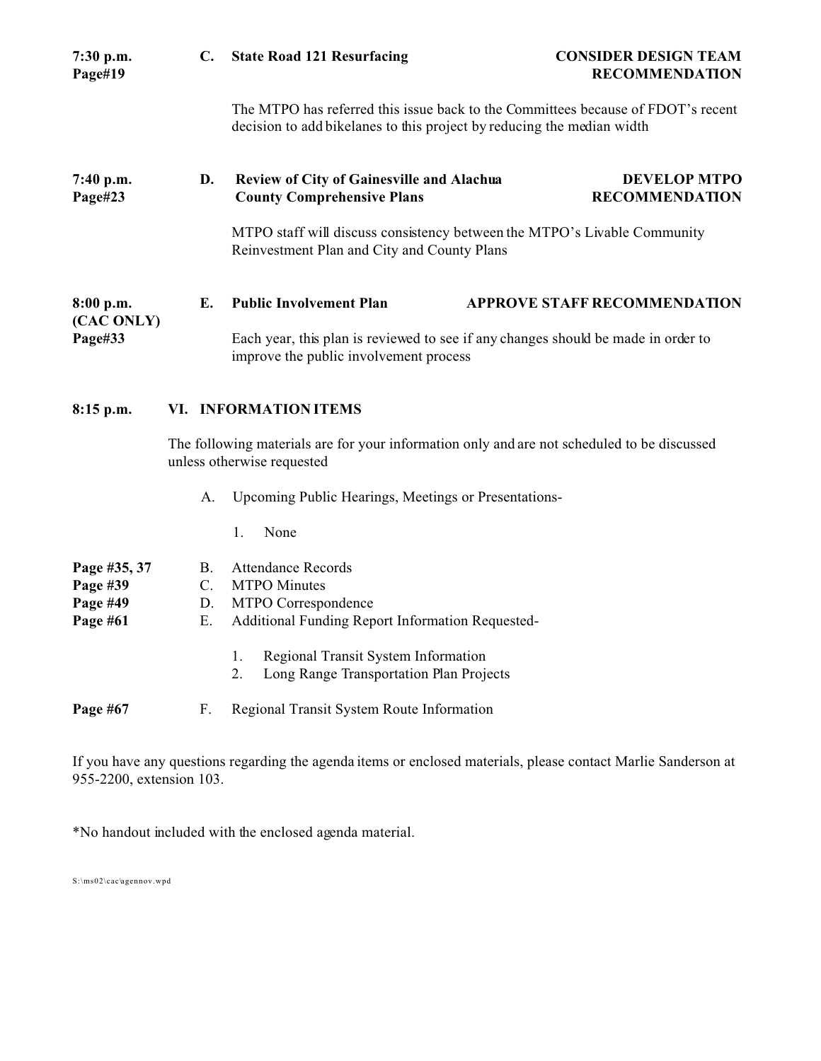**7:30 p.m.**
**Page#19**

**C. State Road 121 Resurfacing** — **CONSIDER DESIGN TEAM RECOMMENDATION**

The MTPO has referred this issue back to the Committees because of FDOT's recent decision to add bikelanes to this project by reducing the median width

**7:40 p.m.**
**Page#23**

**D. Review of City of Gainesville and Alachua County Comprehensive Plans** — **DEVELOP MTPO RECOMMENDATION**

MTPO staff will discuss consistency between the MTPO's Livable Community Reinvestment Plan and City and County Plans

**8:00 p.m.**
**(CAC ONLY)**
**Page#33**

**E. Public Involvement Plan** — **APPROVE STAFF RECOMMENDATION**

Each year, this plan is reviewed to see if any changes should be made in order to improve the public involvement process

**8:15 p.m.** **VI. INFORMATION ITEMS**

The following materials are for your information only and are not scheduled to be discussed unless otherwise requested

A. Upcoming Public Hearings, Meetings or Presentations-

1. None

**Page #35, 37** B. Attendance Records
**Page #39** C. MTPO Minutes
**Page #49** D. MTPO Correspondence
**Page #61** E. Additional Funding Report Information Requested-

1. Regional Transit System Information
2. Long Range Transportation Plan Projects

**Page #67** F. Regional Transit System Route Information

If you have any questions regarding the agenda items or enclosed materials, please contact Marlie Sanderson at 955-2200, extension 103.

*No handout included with the enclosed agenda material.

S:\ms02\cac\agennov.wpd